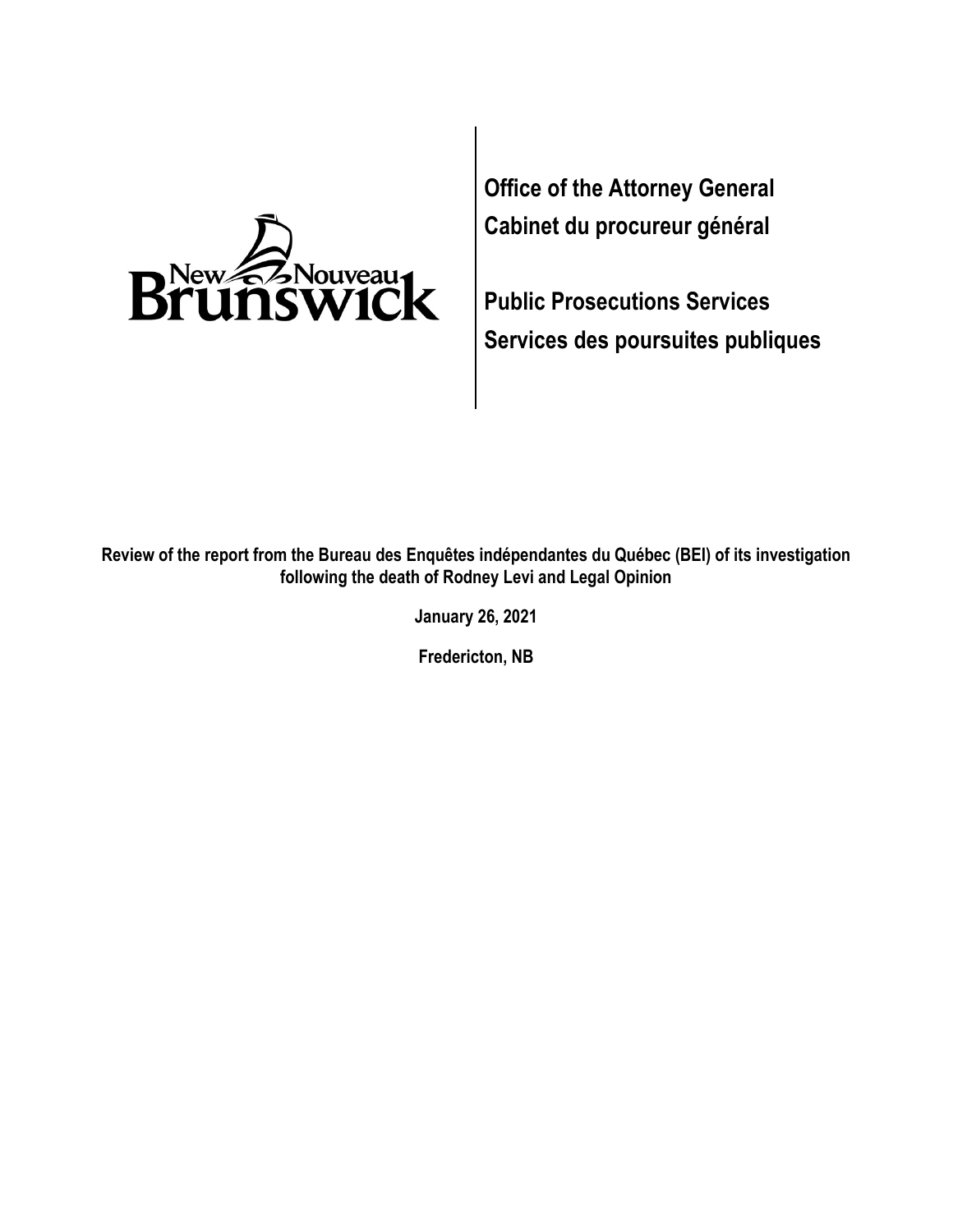New Nouveau Brunswick

**Office of the Attorney General**
**Cabinet du procureur général**

**Public Prosecutions Services**
**Services des poursuites publiques**

**Review of the report from the Bureau des Enquêtes indépendantes du Québec (BEI) of its investigation following the death of Rodney Levi and Legal Opinion**

**January 26, 2021**

**Fredericton, NB**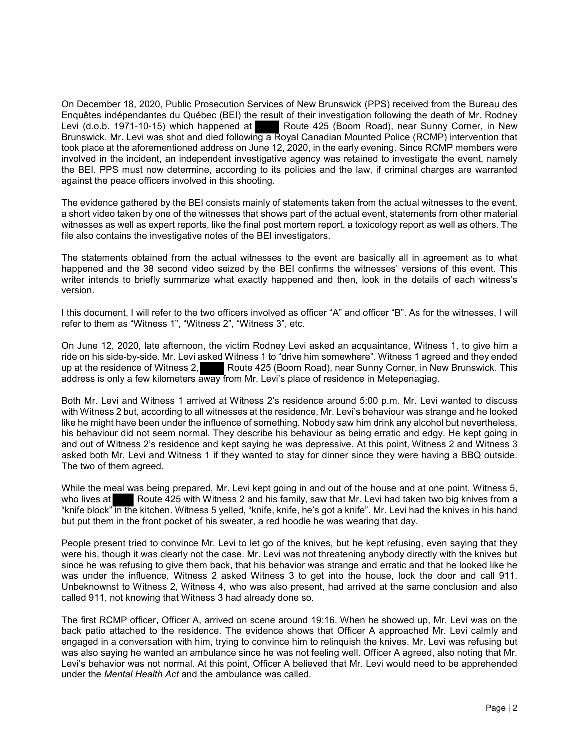On December 18, 2020, Public Prosecution Services of New Brunswick (PPS) received from the Bureau des Enquêtes indépendantes du Québec (BEI) the result of their investigation following the death of Mr. Rodney Levi (d.o.b. 1971-10-15) which happened at ████ Route 425 (Boom Road), near Sunny Corner, in New Brunswick. Mr. Levi was shot and died following a Royal Canadian Mounted Police (RCMP) intervention that took place at the aforementioned address on June 12, 2020, in the early evening. Since RCMP members were involved in the incident, an independent investigative agency was retained to investigate the event, namely the BEI. PPS must now determine, according to its policies and the law, if criminal charges are warranted against the peace officers involved in this shooting.

The evidence gathered by the BEI consists mainly of statements taken from the actual witnesses to the event, a short video taken by one of the witnesses that shows part of the actual event, statements from other material witnesses as well as expert reports, like the final post mortem report, a toxicology report as well as others. The file also contains the investigative notes of the BEI investigators.

The statements obtained from the actual witnesses to the event are basically all in agreement as to what happened and the 38 second video seized by the BEI confirms the witnesses' versions of this event. This writer intends to briefly summarize what exactly happened and then, look in the details of each witness's version.

I this document, I will refer to the two officers involved as officer "A" and officer "B". As for the witnesses, I will refer to them as "Witness 1", "Witness 2", "Witness 3", etc.

On June 12, 2020, late afternoon, the victim Rodney Levi asked an acquaintance, Witness 1, to give him a ride on his side-by-side. Mr. Levi asked Witness 1 to "drive him somewhere". Witness 1 agreed and they ended up at the residence of Witness 2, ████ Route 425 (Boom Road), near Sunny Corner, in New Brunswick. This address is only a few kilometers away from Mr. Levi's place of residence in Metepenagiag.

Both Mr. Levi and Witness 1 arrived at Witness 2's residence around 5:00 p.m. Mr. Levi wanted to discuss with Witness 2 but, according to all witnesses at the residence, Mr. Levi's behaviour was strange and he looked like he might have been under the influence of something. Nobody saw him drink any alcohol but nevertheless, his behaviour did not seem normal. They describe his behaviour as being erratic and edgy. He kept going in and out of Witness 2's residence and kept saying he was depressive. At this point, Witness 2 and Witness 3 asked both Mr. Levi and Witness 1 if they wanted to stay for dinner since they were having a BBQ outside. The two of them agreed.

While the meal was being prepared, Mr. Levi kept going in and out of the house and at one point, Witness 5, who lives at ████ Route 425 with Witness 2 and his family, saw that Mr. Levi had taken two big knives from a "knife block" in the kitchen. Witness 5 yelled, "knife, knife, he's got a knife". Mr. Levi had the knives in his hand but put them in the front pocket of his sweater, a red hoodie he was wearing that day.

People present tried to convince Mr. Levi to let go of the knives, but he kept refusing, even saying that they were his, though it was clearly not the case. Mr. Levi was not threatening anybody directly with the knives but since he was refusing to give them back, that his behavior was strange and erratic and that he looked like he was under the influence, Witness 2 asked Witness 3 to get into the house, lock the door and call 911. Unbeknownst to Witness 2, Witness 4, who was also present, had arrived at the same conclusion and also called 911, not knowing that Witness 3 had already done so.

The first RCMP officer, Officer A, arrived on scene around 19:16. When he showed up, Mr. Levi was on the back patio attached to the residence. The evidence shows that Officer A approached Mr. Levi calmly and engaged in a conversation with him, trying to convince him to relinquish the knives. Mr. Levi was refusing but was also saying he wanted an ambulance since he was not feeling well. Officer A agreed, also noting that Mr. Levi's behavior was not normal. At this point, Officer A believed that Mr. Levi would need to be apprehended under the *Mental Health Act* and the ambulance was called.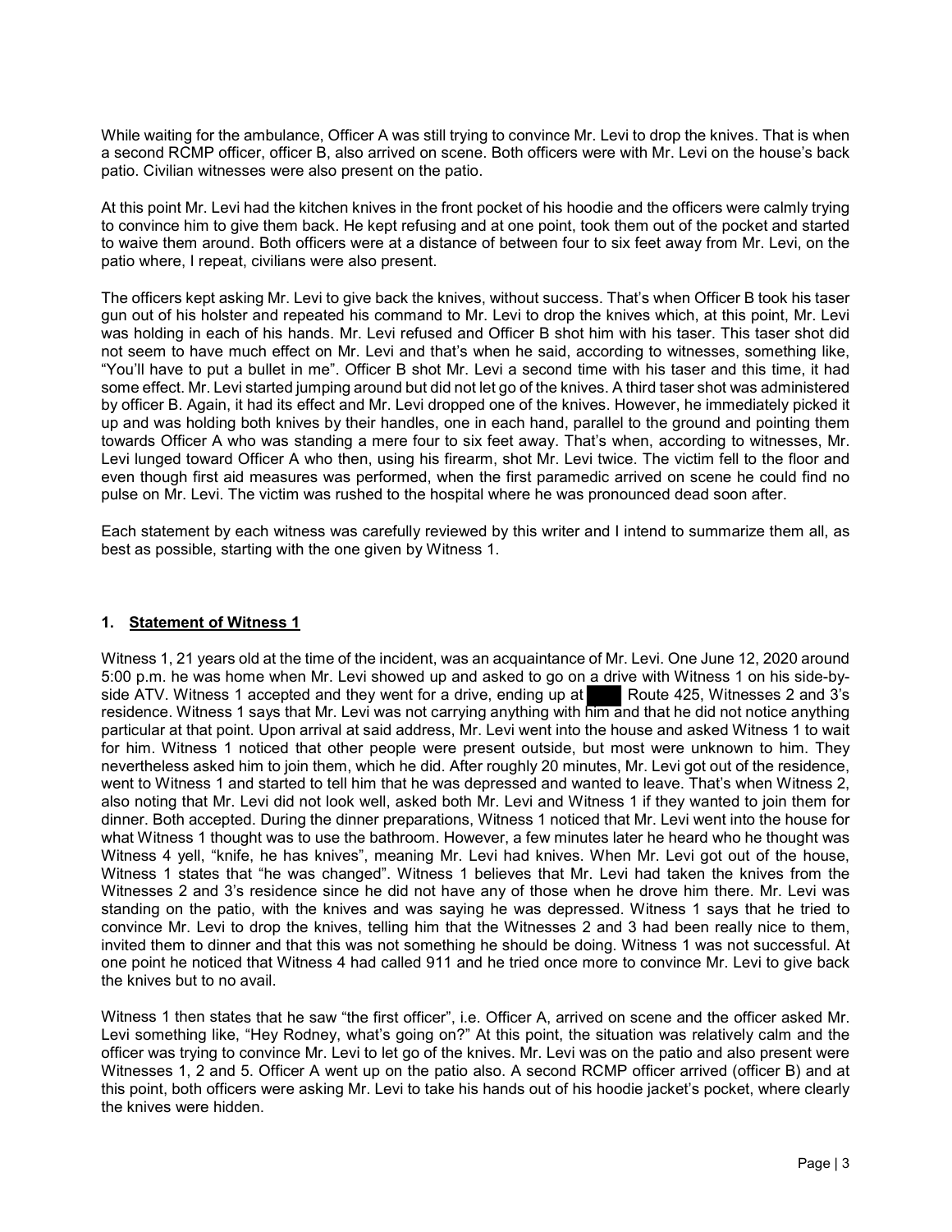While waiting for the ambulance, Officer A was still trying to convince Mr. Levi to drop the knives. That is when a second RCMP officer, officer B, also arrived on scene. Both officers were with Mr. Levi on the house's back patio. Civilian witnesses were also present on the patio.

At this point Mr. Levi had the kitchen knives in the front pocket of his hoodie and the officers were calmly trying to convince him to give them back. He kept refusing and at one point, took them out of the pocket and started to waive them around. Both officers were at a distance of between four to six feet away from Mr. Levi, on the patio where, I repeat, civilians were also present.

The officers kept asking Mr. Levi to give back the knives, without success. That's when Officer B took his taser gun out of his holster and repeated his command to Mr. Levi to drop the knives which, at this point, Mr. Levi was holding in each of his hands. Mr. Levi refused and Officer B shot him with his taser. This taser shot did not seem to have much effect on Mr. Levi and that's when he said, according to witnesses, something like, "You'll have to put a bullet in me". Officer B shot Mr. Levi a second time with his taser and this time, it had some effect. Mr. Levi started jumping around but did not let go of the knives. A third taser shot was administered by officer B. Again, it had its effect and Mr. Levi dropped one of the knives. However, he immediately picked it up and was holding both knives by their handles, one in each hand, parallel to the ground and pointing them towards Officer A who was standing a mere four to six feet away. That's when, according to witnesses, Mr. Levi lunged toward Officer A who then, using his firearm, shot Mr. Levi twice. The victim fell to the floor and even though first aid measures was performed, when the first paramedic arrived on scene he could find no pulse on Mr. Levi. The victim was rushed to the hospital where he was pronounced dead soon after.

Each statement by each witness was carefully reviewed by this writer and I intend to summarize them all, as best as possible, starting with the one given by Witness 1.

## 1. Statement of Witness 1

Witness 1, 21 years old at the time of the incident, was an acquaintance of Mr. Levi. One June 12, 2020 around 5:00 p.m. he was home when Mr. Levi showed up and asked to go on a drive with Witness 1 on his side-by-side ATV. Witness 1 accepted and they went for a drive, ending up at ████ Route 425, Witnesses 2 and 3's residence. Witness 1 says that Mr. Levi was not carrying anything with him and that he did not notice anything particular at that point. Upon arrival at said address, Mr. Levi went into the house and asked Witness 1 to wait for him. Witness 1 noticed that other people were present outside, but most were unknown to him. They nevertheless asked him to join them, which he did. After roughly 20 minutes, Mr. Levi got out of the residence, went to Witness 1 and started to tell him that he was depressed and wanted to leave. That's when Witness 2, also noting that Mr. Levi did not look well, asked both Mr. Levi and Witness 1 if they wanted to join them for dinner. Both accepted. During the dinner preparations, Witness 1 noticed that Mr. Levi went into the house for what Witness 1 thought was to use the bathroom. However, a few minutes later he heard who he thought was Witness 4 yell, "knife, he has knives", meaning Mr. Levi had knives. When Mr. Levi got out of the house, Witness 1 states that "he was changed". Witness 1 believes that Mr. Levi had taken the knives from the Witnesses 2 and 3's residence since he did not have any of those when he drove him there. Mr. Levi was standing on the patio, with the knives and was saying he was depressed. Witness 1 says that he tried to convince Mr. Levi to drop the knives, telling him that the Witnesses 2 and 3 had been really nice to them, invited them to dinner and that this was not something he should be doing. Witness 1 was not successful. At one point he noticed that Witness 4 had called 911 and he tried once more to convince Mr. Levi to give back the knives but to no avail.

Witness 1 then states that he saw "the first officer", i.e. Officer A, arrived on scene and the officer asked Mr. Levi something like, "Hey Rodney, what's going on?" At this point, the situation was relatively calm and the officer was trying to convince Mr. Levi to let go of the knives. Mr. Levi was on the patio and also present were Witnesses 1, 2 and 5. Officer A went up on the patio also. A second RCMP officer arrived (officer B) and at this point, both officers were asking Mr. Levi to take his hands out of his hoodie jacket's pocket, where clearly the knives were hidden.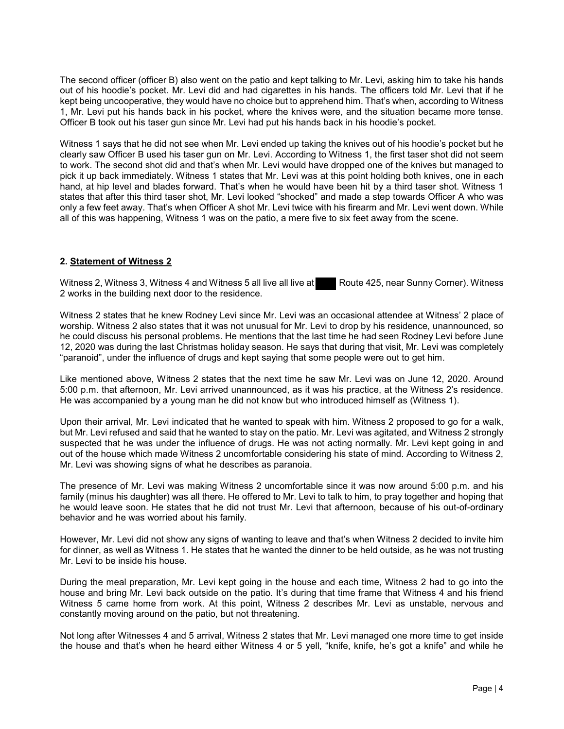The second officer (officer B) also went on the patio and kept talking to Mr. Levi, asking him to take his hands out of his hoodie's pocket. Mr. Levi did and had cigarettes in his hands. The officers told Mr. Levi that if he kept being uncooperative, they would have no choice but to apprehend him. That's when, according to Witness 1, Mr. Levi put his hands back in his pocket, where the knives were, and the situation became more tense. Officer B took out his taser gun since Mr. Levi had put his hands back in his hoodie's pocket.

Witness 1 says that he did not see when Mr. Levi ended up taking the knives out of his hoodie's pocket but he clearly saw Officer B used his taser gun on Mr. Levi. According to Witness 1, the first taser shot did not seem to work. The second shot did and that's when Mr. Levi would have dropped one of the knives but managed to pick it up back immediately. Witness 1 states that Mr. Levi was at this point holding both knives, one in each hand, at hip level and blades forward. That's when he would have been hit by a third taser shot. Witness 1 states that after this third taser shot, Mr. Levi looked "shocked" and made a step towards Officer A who was only a few feet away. That's when Officer A shot Mr. Levi twice with his firearm and Mr. Levi went down. While all of this was happening, Witness 1 was on the patio, a mere five to six feet away from the scene.

## 2. Statement of Witness 2

Witness 2, Witness 3, Witness 4 and Witness 5 all live all live at ███ Route 425, near Sunny Corner). Witness 2 works in the building next door to the residence.

Witness 2 states that he knew Rodney Levi since Mr. Levi was an occasional attendee at Witness' 2 place of worship. Witness 2 also states that it was not unusual for Mr. Levi to drop by his residence, unannounced, so he could discuss his personal problems. He mentions that the last time he had seen Rodney Levi before June 12, 2020 was during the last Christmas holiday season. He says that during that visit, Mr. Levi was completely "paranoid", under the influence of drugs and kept saying that some people were out to get him.

Like mentioned above, Witness 2 states that the next time he saw Mr. Levi was on June 12, 2020. Around 5:00 p.m. that afternoon, Mr. Levi arrived unannounced, as it was his practice, at the Witness 2's residence. He was accompanied by a young man he did not know but who introduced himself as (Witness 1).

Upon their arrival, Mr. Levi indicated that he wanted to speak with him. Witness 2 proposed to go for a walk, but Mr. Levi refused and said that he wanted to stay on the patio. Mr. Levi was agitated, and Witness 2 strongly suspected that he was under the influence of drugs. He was not acting normally. Mr. Levi kept going in and out of the house which made Witness 2 uncomfortable considering his state of mind. According to Witness 2, Mr. Levi was showing signs of what he describes as paranoia.

The presence of Mr. Levi was making Witness 2 uncomfortable since it was now around 5:00 p.m. and his family (minus his daughter) was all there. He offered to Mr. Levi to talk to him, to pray together and hoping that he would leave soon. He states that he did not trust Mr. Levi that afternoon, because of his out-of-ordinary behavior and he was worried about his family.

However, Mr. Levi did not show any signs of wanting to leave and that's when Witness 2 decided to invite him for dinner, as well as Witness 1. He states that he wanted the dinner to be held outside, as he was not trusting Mr. Levi to be inside his house.

During the meal preparation, Mr. Levi kept going in the house and each time, Witness 2 had to go into the house and bring Mr. Levi back outside on the patio. It's during that time frame that Witness 4 and his friend Witness 5 came home from work. At this point, Witness 2 describes Mr. Levi as unstable, nervous and constantly moving around on the patio, but not threatening.

Not long after Witnesses 4 and 5 arrival, Witness 2 states that Mr. Levi managed one more time to get inside the house and that's when he heard either Witness 4 or 5 yell, "knife, knife, he's got a knife" and while he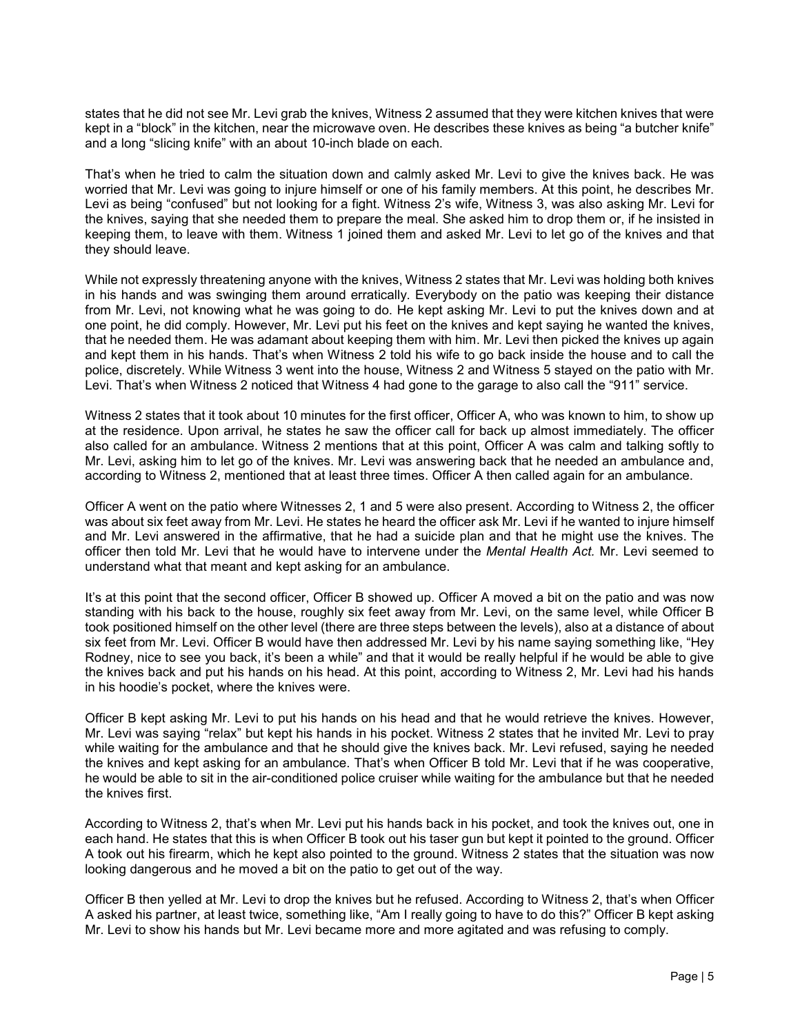states that he did not see Mr. Levi grab the knives, Witness 2 assumed that they were kitchen knives that were kept in a "block" in the kitchen, near the microwave oven. He describes these knives as being "a butcher knife" and a long "slicing knife" with an about 10-inch blade on each.

That's when he tried to calm the situation down and calmly asked Mr. Levi to give the knives back. He was worried that Mr. Levi was going to injure himself or one of his family members. At this point, he describes Mr. Levi as being "confused" but not looking for a fight. Witness 2's wife, Witness 3, was also asking Mr. Levi for the knives, saying that she needed them to prepare the meal. She asked him to drop them or, if he insisted in keeping them, to leave with them. Witness 1 joined them and asked Mr. Levi to let go of the knives and that they should leave.

While not expressly threatening anyone with the knives, Witness 2 states that Mr. Levi was holding both knives in his hands and was swinging them around erratically. Everybody on the patio was keeping their distance from Mr. Levi, not knowing what he was going to do. He kept asking Mr. Levi to put the knives down and at one point, he did comply. However, Mr. Levi put his feet on the knives and kept saying he wanted the knives, that he needed them. He was adamant about keeping them with him. Mr. Levi then picked the knives up again and kept them in his hands. That's when Witness 2 told his wife to go back inside the house and to call the police, discretely. While Witness 3 went into the house, Witness 2 and Witness 5 stayed on the patio with Mr. Levi. That's when Witness 2 noticed that Witness 4 had gone to the garage to also call the "911" service.

Witness 2 states that it took about 10 minutes for the first officer, Officer A, who was known to him, to show up at the residence. Upon arrival, he states he saw the officer call for back up almost immediately. The officer also called for an ambulance. Witness 2 mentions that at this point, Officer A was calm and talking softly to Mr. Levi, asking him to let go of the knives. Mr. Levi was answering back that he needed an ambulance and, according to Witness 2, mentioned that at least three times. Officer A then called again for an ambulance.

Officer A went on the patio where Witnesses 2, 1 and 5 were also present. According to Witness 2, the officer was about six feet away from Mr. Levi. He states he heard the officer ask Mr. Levi if he wanted to injure himself and Mr. Levi answered in the affirmative, that he had a suicide plan and that he might use the knives. The officer then told Mr. Levi that he would have to intervene under the *Mental Health Act*. Mr. Levi seemed to understand what that meant and kept asking for an ambulance.

It's at this point that the second officer, Officer B showed up. Officer A moved a bit on the patio and was now standing with his back to the house, roughly six feet away from Mr. Levi, on the same level, while Officer B took positioned himself on the other level (there are three steps between the levels), also at a distance of about six feet from Mr. Levi. Officer B would have then addressed Mr. Levi by his name saying something like, "Hey Rodney, nice to see you back, it's been a while" and that it would be really helpful if he would be able to give the knives back and put his hands on his head. At this point, according to Witness 2, Mr. Levi had his hands in his hoodie's pocket, where the knives were.

Officer B kept asking Mr. Levi to put his hands on his head and that he would retrieve the knives. However, Mr. Levi was saying "relax" but kept his hands in his pocket. Witness 2 states that he invited Mr. Levi to pray while waiting for the ambulance and that he should give the knives back. Mr. Levi refused, saying he needed the knives and kept asking for an ambulance. That's when Officer B told Mr. Levi that if he was cooperative, he would be able to sit in the air-conditioned police cruiser while waiting for the ambulance but that he needed the knives first.

According to Witness 2, that's when Mr. Levi put his hands back in his pocket, and took the knives out, one in each hand. He states that this is when Officer B took out his taser gun but kept it pointed to the ground. Officer A took out his firearm, which he kept also pointed to the ground. Witness 2 states that the situation was now looking dangerous and he moved a bit on the patio to get out of the way.

Officer B then yelled at Mr. Levi to drop the knives but he refused. According to Witness 2, that's when Officer A asked his partner, at least twice, something like, "Am I really going to have to do this?" Officer B kept asking Mr. Levi to show his hands but Mr. Levi became more and more agitated and was refusing to comply.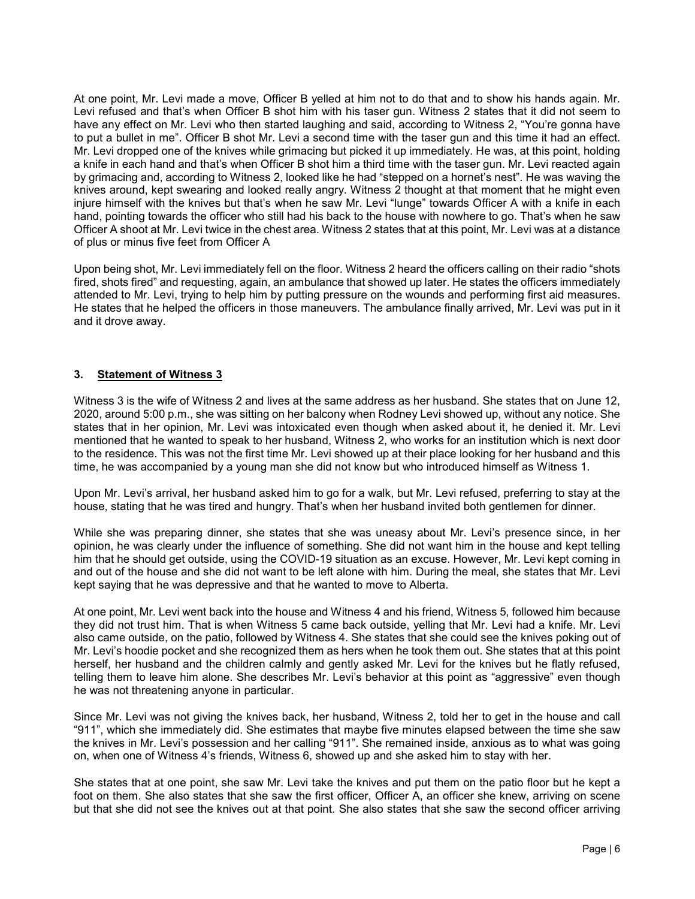At one point, Mr. Levi made a move, Officer B yelled at him not to do that and to show his hands again. Mr. Levi refused and that's when Officer B shot him with his taser gun. Witness 2 states that it did not seem to have any effect on Mr. Levi who then started laughing and said, according to Witness 2, "You're gonna have to put a bullet in me". Officer B shot Mr. Levi a second time with the taser gun and this time it had an effect. Mr. Levi dropped one of the knives while grimacing but picked it up immediately. He was, at this point, holding a knife in each hand and that's when Officer B shot him a third time with the taser gun. Mr. Levi reacted again by grimacing and, according to Witness 2, looked like he had "stepped on a hornet's nest". He was waving the knives around, kept swearing and looked really angry. Witness 2 thought at that moment that he might even injure himself with the knives but that's when he saw Mr. Levi "lunge" towards Officer A with a knife in each hand, pointing towards the officer who still had his back to the house with nowhere to go. That's when he saw Officer A shoot at Mr. Levi twice in the chest area. Witness 2 states that at this point, Mr. Levi was at a distance of plus or minus five feet from Officer A

Upon being shot, Mr. Levi immediately fell on the floor. Witness 2 heard the officers calling on their radio "shots fired, shots fired" and requesting, again, an ambulance that showed up later. He states the officers immediately attended to Mr. Levi, trying to help him by putting pressure on the wounds and performing first aid measures. He states that he helped the officers in those maneuvers. The ambulance finally arrived, Mr. Levi was put in it and it drove away.

## 3. Statement of Witness 3

Witness 3 is the wife of Witness 2 and lives at the same address as her husband. She states that on June 12, 2020, around 5:00 p.m., she was sitting on her balcony when Rodney Levi showed up, without any notice. She states that in her opinion, Mr. Levi was intoxicated even though when asked about it, he denied it. Mr. Levi mentioned that he wanted to speak to her husband, Witness 2, who works for an institution which is next door to the residence. This was not the first time Mr. Levi showed up at their place looking for her husband and this time, he was accompanied by a young man she did not know but who introduced himself as Witness 1.

Upon Mr. Levi's arrival, her husband asked him to go for a walk, but Mr. Levi refused, preferring to stay at the house, stating that he was tired and hungry. That's when her husband invited both gentlemen for dinner.

While she was preparing dinner, she states that she was uneasy about Mr. Levi's presence since, in her opinion, he was clearly under the influence of something. She did not want him in the house and kept telling him that he should get outside, using the COVID-19 situation as an excuse. However, Mr. Levi kept coming in and out of the house and she did not want to be left alone with him. During the meal, she states that Mr. Levi kept saying that he was depressive and that he wanted to move to Alberta.

At one point, Mr. Levi went back into the house and Witness 4 and his friend, Witness 5, followed him because they did not trust him. That is when Witness 5 came back outside, yelling that Mr. Levi had a knife. Mr. Levi also came outside, on the patio, followed by Witness 4. She states that she could see the knives poking out of Mr. Levi's hoodie pocket and she recognized them as hers when he took them out. She states that at this point herself, her husband and the children calmly and gently asked Mr. Levi for the knives but he flatly refused, telling them to leave him alone. She describes Mr. Levi's behavior at this point as "aggressive" even though he was not threatening anyone in particular.

Since Mr. Levi was not giving the knives back, her husband, Witness 2, told her to get in the house and call "911", which she immediately did. She estimates that maybe five minutes elapsed between the time she saw the knives in Mr. Levi's possession and her calling "911". She remained inside, anxious as to what was going on, when one of Witness 4's friends, Witness 6, showed up and she asked him to stay with her.

She states that at one point, she saw Mr. Levi take the knives and put them on the patio floor but he kept a foot on them. She also states that she saw the first officer, Officer A, an officer she knew, arriving on scene but that she did not see the knives out at that point. She also states that she saw the second officer arriving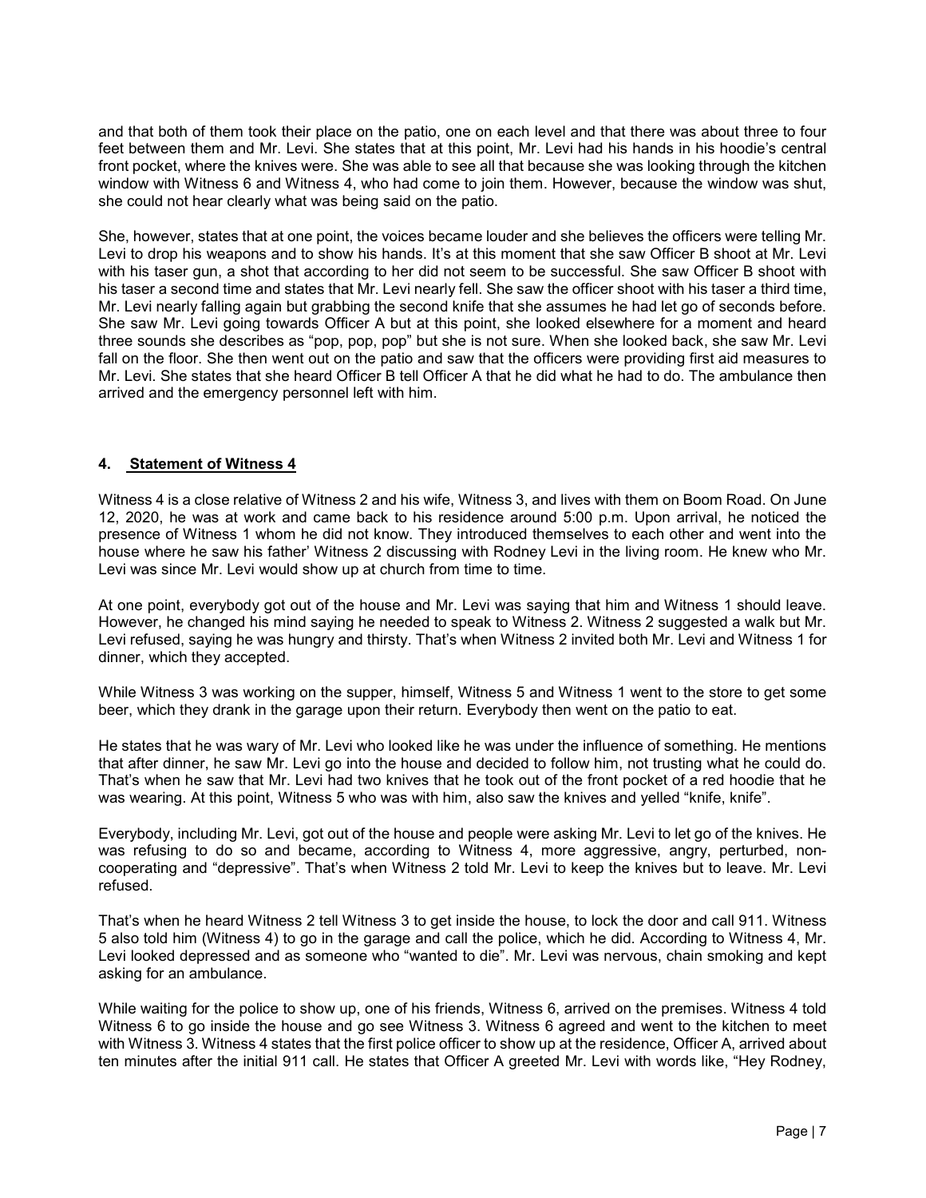and that both of them took their place on the patio, one on each level and that there was about three to four feet between them and Mr. Levi. She states that at this point, Mr. Levi had his hands in his hoodie's central front pocket, where the knives were. She was able to see all that because she was looking through the kitchen window with Witness 6 and Witness 4, who had come to join them. However, because the window was shut, she could not hear clearly what was being said on the patio.

She, however, states that at one point, the voices became louder and she believes the officers were telling Mr. Levi to drop his weapons and to show his hands. It's at this moment that she saw Officer B shoot at Mr. Levi with his taser gun, a shot that according to her did not seem to be successful. She saw Officer B shoot with his taser a second time and states that Mr. Levi nearly fell. She saw the officer shoot with his taser a third time, Mr. Levi nearly falling again but grabbing the second knife that she assumes he had let go of seconds before. She saw Mr. Levi going towards Officer A but at this point, she looked elsewhere for a moment and heard three sounds she describes as "pop, pop, pop" but she is not sure. When she looked back, she saw Mr. Levi fall on the floor. She then went out on the patio and saw that the officers were providing first aid measures to Mr. Levi. She states that she heard Officer B tell Officer A that he did what he had to do. The ambulance then arrived and the emergency personnel left with him.

## 4. Statement of Witness 4

Witness 4 is a close relative of Witness 2 and his wife, Witness 3, and lives with them on Boom Road. On June 12, 2020, he was at work and came back to his residence around 5:00 p.m. Upon arrival, he noticed the presence of Witness 1 whom he did not know. They introduced themselves to each other and went into the house where he saw his father' Witness 2 discussing with Rodney Levi in the living room. He knew who Mr. Levi was since Mr. Levi would show up at church from time to time.

At one point, everybody got out of the house and Mr. Levi was saying that him and Witness 1 should leave. However, he changed his mind saying he needed to speak to Witness 2. Witness 2 suggested a walk but Mr. Levi refused, saying he was hungry and thirsty. That's when Witness 2 invited both Mr. Levi and Witness 1 for dinner, which they accepted.

While Witness 3 was working on the supper, himself, Witness 5 and Witness 1 went to the store to get some beer, which they drank in the garage upon their return. Everybody then went on the patio to eat.

He states that he was wary of Mr. Levi who looked like he was under the influence of something. He mentions that after dinner, he saw Mr. Levi go into the house and decided to follow him, not trusting what he could do. That's when he saw that Mr. Levi had two knives that he took out of the front pocket of a red hoodie that he was wearing. At this point, Witness 5 who was with him, also saw the knives and yelled "knife, knife".

Everybody, including Mr. Levi, got out of the house and people were asking Mr. Levi to let go of the knives. He was refusing to do so and became, according to Witness 4, more aggressive, angry, perturbed, non-cooperating and "depressive". That's when Witness 2 told Mr. Levi to keep the knives but to leave. Mr. Levi refused.

That's when he heard Witness 2 tell Witness 3 to get inside the house, to lock the door and call 911. Witness 5 also told him (Witness 4) to go in the garage and call the police, which he did. According to Witness 4, Mr. Levi looked depressed and as someone who "wanted to die". Mr. Levi was nervous, chain smoking and kept asking for an ambulance.

While waiting for the police to show up, one of his friends, Witness 6, arrived on the premises. Witness 4 told Witness 6 to go inside the house and go see Witness 3. Witness 6 agreed and went to the kitchen to meet with Witness 3. Witness 4 states that the first police officer to show up at the residence, Officer A, arrived about ten minutes after the initial 911 call. He states that Officer A greeted Mr. Levi with words like, "Hey Rodney,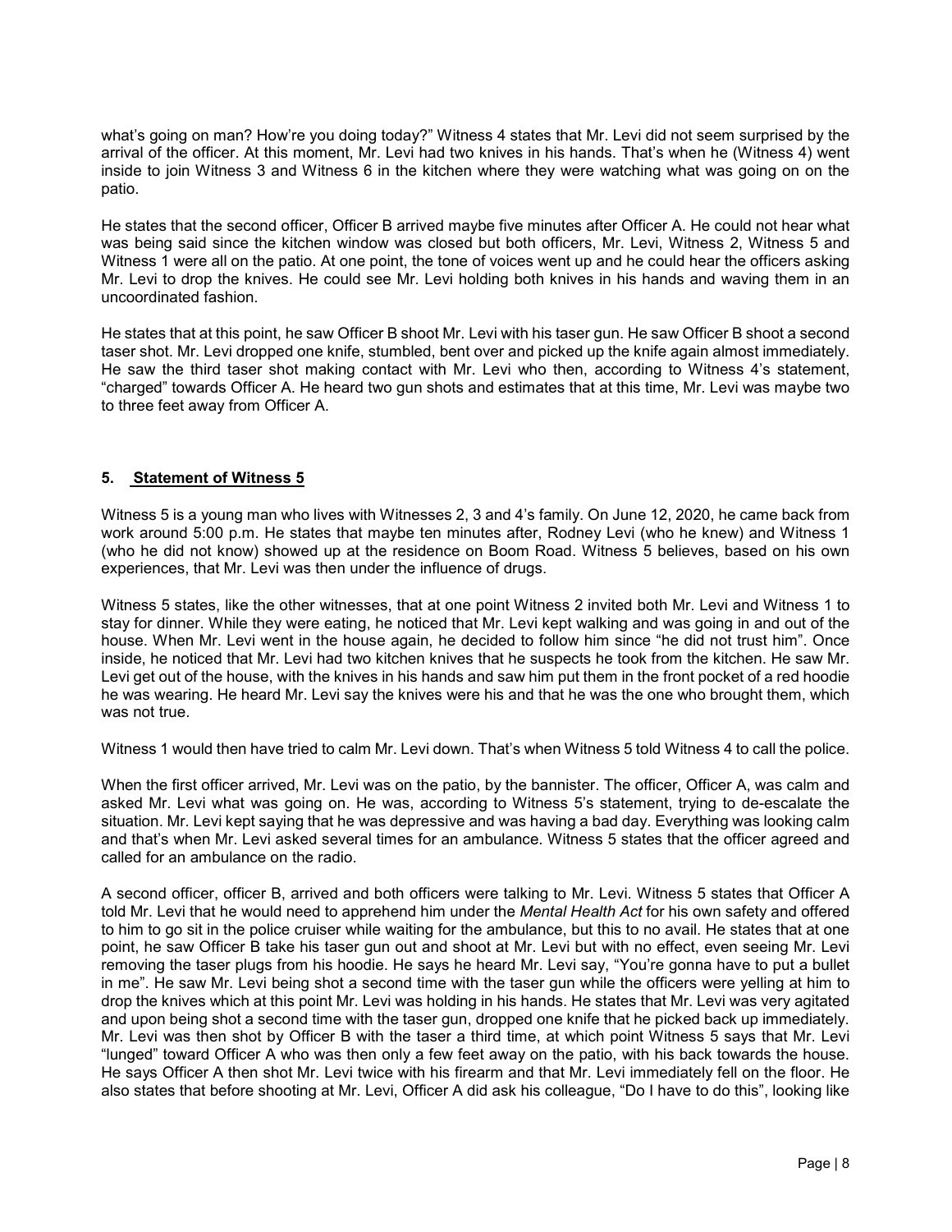what's going on man? How're you doing today?" Witness 4 states that Mr. Levi did not seem surprised by the arrival of the officer. At this moment, Mr. Levi had two knives in his hands. That's when he (Witness 4) went inside to join Witness 3 and Witness 6 in the kitchen where they were watching what was going on on the patio.

He states that the second officer, Officer B arrived maybe five minutes after Officer A. He could not hear what was being said since the kitchen window was closed but both officers, Mr. Levi, Witness 2, Witness 5 and Witness 1 were all on the patio. At one point, the tone of voices went up and he could hear the officers asking Mr. Levi to drop the knives. He could see Mr. Levi holding both knives in his hands and waving them in an uncoordinated fashion.

He states that at this point, he saw Officer B shoot Mr. Levi with his taser gun. He saw Officer B shoot a second taser shot. Mr. Levi dropped one knife, stumbled, bent over and picked up the knife again almost immediately. He saw the third taser shot making contact with Mr. Levi who then, according to Witness 4's statement, "charged" towards Officer A. He heard two gun shots and estimates that at this time, Mr. Levi was maybe two to three feet away from Officer A.

## 5. Statement of Witness 5

Witness 5 is a young man who lives with Witnesses 2, 3 and 4's family. On June 12, 2020, he came back from work around 5:00 p.m. He states that maybe ten minutes after, Rodney Levi (who he knew) and Witness 1 (who he did not know) showed up at the residence on Boom Road. Witness 5 believes, based on his own experiences, that Mr. Levi was then under the influence of drugs.

Witness 5 states, like the other witnesses, that at one point Witness 2 invited both Mr. Levi and Witness 1 to stay for dinner. While they were eating, he noticed that Mr. Levi kept walking and was going in and out of the house. When Mr. Levi went in the house again, he decided to follow him since "he did not trust him". Once inside, he noticed that Mr. Levi had two kitchen knives that he suspects he took from the kitchen. He saw Mr. Levi get out of the house, with the knives in his hands and saw him put them in the front pocket of a red hoodie he was wearing. He heard Mr. Levi say the knives were his and that he was the one who brought them, which was not true.

Witness 1 would then have tried to calm Mr. Levi down. That's when Witness 5 told Witness 4 to call the police.

When the first officer arrived, Mr. Levi was on the patio, by the bannister. The officer, Officer A, was calm and asked Mr. Levi what was going on. He was, according to Witness 5's statement, trying to de-escalate the situation. Mr. Levi kept saying that he was depressive and was having a bad day. Everything was looking calm and that's when Mr. Levi asked several times for an ambulance. Witness 5 states that the officer agreed and called for an ambulance on the radio.

A second officer, officer B, arrived and both officers were talking to Mr. Levi. Witness 5 states that Officer A told Mr. Levi that he would need to apprehend him under the *Mental Health Act* for his own safety and offered to him to go sit in the police cruiser while waiting for the ambulance, but this to no avail. He states that at one point, he saw Officer B take his taser gun out and shoot at Mr. Levi but with no effect, even seeing Mr. Levi removing the taser plugs from his hoodie. He says he heard Mr. Levi say, "You're gonna have to put a bullet in me". He saw Mr. Levi being shot a second time with the taser gun while the officers were yelling at him to drop the knives which at this point Mr. Levi was holding in his hands. He states that Mr. Levi was very agitated and upon being shot a second time with the taser gun, dropped one knife that he picked back up immediately. Mr. Levi was then shot by Officer B with the taser a third time, at which point Witness 5 says that Mr. Levi "lunged" toward Officer A who was then only a few feet away on the patio, with his back towards the house. He says Officer A then shot Mr. Levi twice with his firearm and that Mr. Levi immediately fell on the floor. He also states that before shooting at Mr. Levi, Officer A did ask his colleague, "Do I have to do this", looking like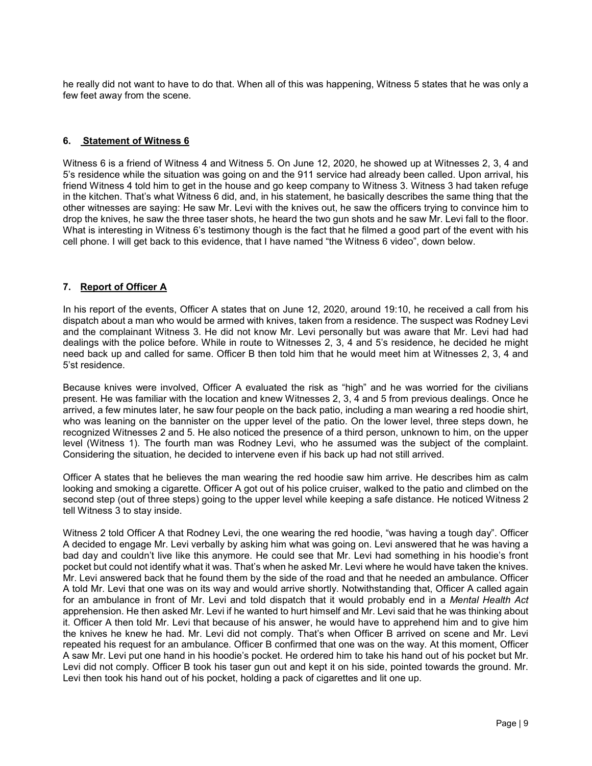he really did not want to have to do that. When all of this was happening, Witness 5 states that he was only a few feet away from the scene.

## 6. Statement of Witness 6

Witness 6 is a friend of Witness 4 and Witness 5. On June 12, 2020, he showed up at Witnesses 2, 3, 4 and 5's residence while the situation was going on and the 911 service had already been called. Upon arrival, his friend Witness 4 told him to get in the house and go keep company to Witness 3. Witness 3 had taken refuge in the kitchen. That's what Witness 6 did, and, in his statement, he basically describes the same thing that the other witnesses are saying: He saw Mr. Levi with the knives out, he saw the officers trying to convince him to drop the knives, he saw the three taser shots, he heard the two gun shots and he saw Mr. Levi fall to the floor. What is interesting in Witness 6's testimony though is the fact that he filmed a good part of the event with his cell phone. I will get back to this evidence, that I have named "the Witness 6 video", down below.

## 7. Report of Officer A

In his report of the events, Officer A states that on June 12, 2020, around 19:10, he received a call from his dispatch about a man who would be armed with knives, taken from a residence. The suspect was Rodney Levi and the complainant Witness 3. He did not know Mr. Levi personally but was aware that Mr. Levi had had dealings with the police before. While in route to Witnesses 2, 3, 4 and 5's residence, he decided he might need back up and called for same. Officer B then told him that he would meet him at Witnesses 2, 3, 4 and 5'st residence.

Because knives were involved, Officer A evaluated the risk as "high" and he was worried for the civilians present. He was familiar with the location and knew Witnesses 2, 3, 4 and 5 from previous dealings. Once he arrived, a few minutes later, he saw four people on the back patio, including a man wearing a red hoodie shirt, who was leaning on the bannister on the upper level of the patio. On the lower level, three steps down, he recognized Witnesses 2 and 5. He also noticed the presence of a third person, unknown to him, on the upper level (Witness 1). The fourth man was Rodney Levi, who he assumed was the subject of the complaint. Considering the situation, he decided to intervene even if his back up had not still arrived.

Officer A states that he believes the man wearing the red hoodie saw him arrive. He describes him as calm looking and smoking a cigarette. Officer A got out of his police cruiser, walked to the patio and climbed on the second step (out of three steps) going to the upper level while keeping a safe distance. He noticed Witness 2 tell Witness 3 to stay inside.

Witness 2 told Officer A that Rodney Levi, the one wearing the red hoodie, "was having a tough day". Officer A decided to engage Mr. Levi verbally by asking him what was going on. Levi answered that he was having a bad day and couldn't live like this anymore. He could see that Mr. Levi had something in his hoodie's front pocket but could not identify what it was. That's when he asked Mr. Levi where he would have taken the knives. Mr. Levi answered back that he found them by the side of the road and that he needed an ambulance. Officer A told Mr. Levi that one was on its way and would arrive shortly. Notwithstanding that, Officer A called again for an ambulance in front of Mr. Levi and told dispatch that it would probably end in a *Mental Health Act* apprehension. He then asked Mr. Levi if he wanted to hurt himself and Mr. Levi said that he was thinking about it. Officer A then told Mr. Levi that because of his answer, he would have to apprehend him and to give him the knives he knew he had. Mr. Levi did not comply. That's when Officer B arrived on scene and Mr. Levi repeated his request for an ambulance. Officer B confirmed that one was on the way. At this moment, Officer A saw Mr. Levi put one hand in his hoodie's pocket. He ordered him to take his hand out of his pocket but Mr. Levi did not comply. Officer B took his taser gun out and kept it on his side, pointed towards the ground. Mr. Levi then took his hand out of his pocket, holding a pack of cigarettes and lit one up.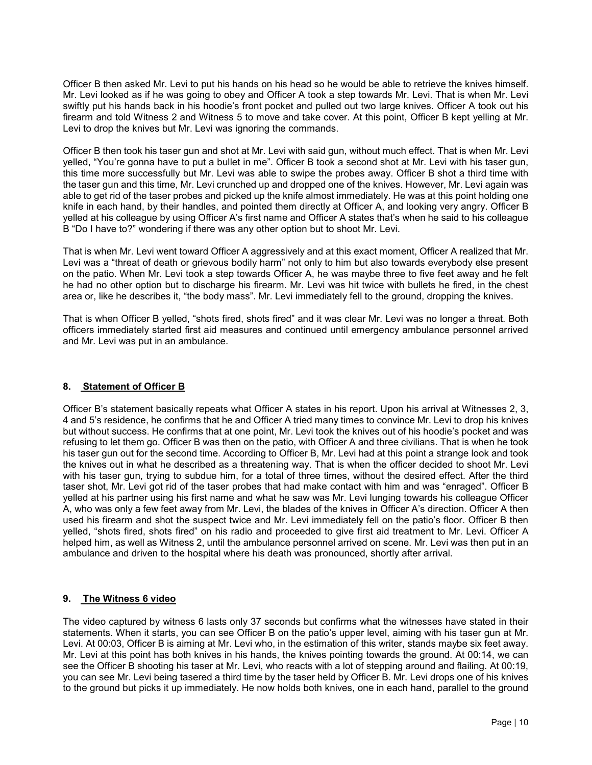Officer B then asked Mr. Levi to put his hands on his head so he would be able to retrieve the knives himself. Mr. Levi looked as if he was going to obey and Officer A took a step towards Mr. Levi. That is when Mr. Levi swiftly put his hands back in his hoodie's front pocket and pulled out two large knives. Officer A took out his firearm and told Witness 2 and Witness 5 to move and take cover. At this point, Officer B kept yelling at Mr. Levi to drop the knives but Mr. Levi was ignoring the commands.

Officer B then took his taser gun and shot at Mr. Levi with said gun, without much effect. That is when Mr. Levi yelled, "You're gonna have to put a bullet in me". Officer B took a second shot at Mr. Levi with his taser gun, this time more successfully but Mr. Levi was able to swipe the probes away. Officer B shot a third time with the taser gun and this time, Mr. Levi crunched up and dropped one of the knives. However, Mr. Levi again was able to get rid of the taser probes and picked up the knife almost immediately. He was at this point holding one knife in each hand, by their handles, and pointed them directly at Officer A, and looking very angry. Officer B yelled at his colleague by using Officer A's first name and Officer A states that's when he said to his colleague B "Do I have to?" wondering if there was any other option but to shoot Mr. Levi.

That is when Mr. Levi went toward Officer A aggressively and at this exact moment, Officer A realized that Mr. Levi was a "threat of death or grievous bodily harm" not only to him but also towards everybody else present on the patio. When Mr. Levi took a step towards Officer A, he was maybe three to five feet away and he felt he had no other option but to discharge his firearm. Mr. Levi was hit twice with bullets he fired, in the chest area or, like he describes it, "the body mass". Mr. Levi immediately fell to the ground, dropping the knives.

That is when Officer B yelled, "shots fired, shots fired" and it was clear Mr. Levi was no longer a threat. Both officers immediately started first aid measures and continued until emergency ambulance personnel arrived and Mr. Levi was put in an ambulance.

## 8. Statement of Officer B

Officer B's statement basically repeats what Officer A states in his report. Upon his arrival at Witnesses 2, 3, 4 and 5's residence, he confirms that he and Officer A tried many times to convince Mr. Levi to drop his knives but without success. He confirms that at one point, Mr. Levi took the knives out of his hoodie's pocket and was refusing to let them go. Officer B was then on the patio, with Officer A and three civilians. That is when he took his taser gun out for the second time. According to Officer B, Mr. Levi had at this point a strange look and took the knives out in what he described as a threatening way. That is when the officer decided to shoot Mr. Levi with his taser gun, trying to subdue him, for a total of three times, without the desired effect. After the third taser shot, Mr. Levi got rid of the taser probes that had make contact with him and was "enraged". Officer B yelled at his partner using his first name and what he saw was Mr. Levi lunging towards his colleague Officer A, who was only a few feet away from Mr. Levi, the blades of the knives in Officer A's direction. Officer A then used his firearm and shot the suspect twice and Mr. Levi immediately fell on the patio's floor. Officer B then yelled, "shots fired, shots fired" on his radio and proceeded to give first aid treatment to Mr. Levi. Officer A helped him, as well as Witness 2, until the ambulance personnel arrived on scene. Mr. Levi was then put in an ambulance and driven to the hospital where his death was pronounced, shortly after arrival.

## 9. The Witness 6 video

The video captured by witness 6 lasts only 37 seconds but confirms what the witnesses have stated in their statements. When it starts, you can see Officer B on the patio's upper level, aiming with his taser gun at Mr. Levi. At 00:03, Officer B is aiming at Mr. Levi who, in the estimation of this writer, stands maybe six feet away. Mr. Levi at this point has both knives in his hands, the knives pointing towards the ground. At 00:14, we can see the Officer B shooting his taser at Mr. Levi, who reacts with a lot of stepping around and flailing. At 00:19, you can see Mr. Levi being tasered a third time by the taser held by Officer B. Mr. Levi drops one of his knives to the ground but picks it up immediately. He now holds both knives, one in each hand, parallel to the ground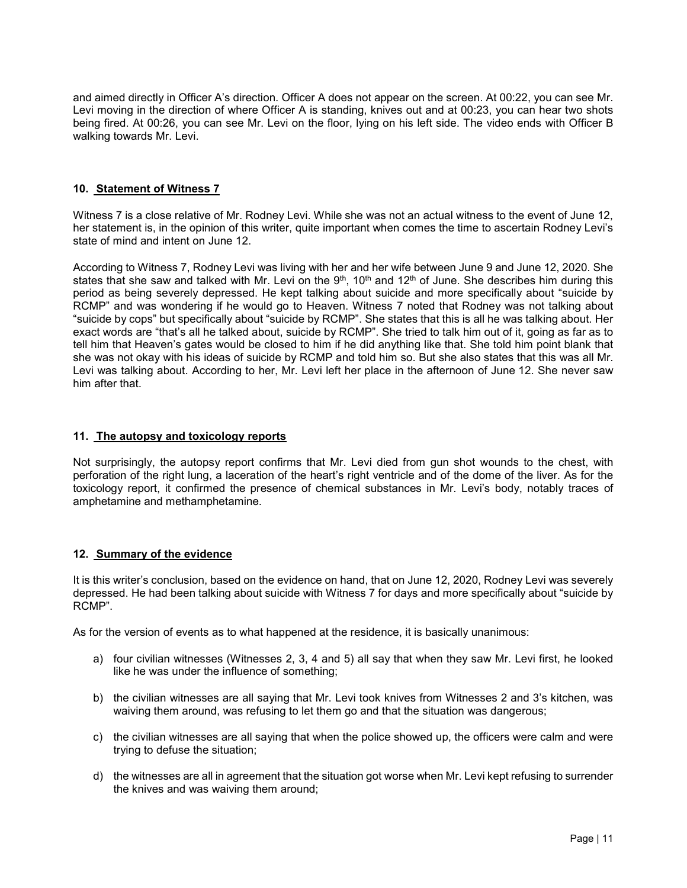and aimed directly in Officer A's direction. Officer A does not appear on the screen. At 00:22, you can see Mr. Levi moving in the direction of where Officer A is standing, knives out and at 00:23, you can hear two shots being fired. At 00:26, you can see Mr. Levi on the floor, lying on his left side. The video ends with Officer B walking towards Mr. Levi.

## 10. Statement of Witness 7

Witness 7 is a close relative of Mr. Rodney Levi. While she was not an actual witness to the event of June 12, her statement is, in the opinion of this writer, quite important when comes the time to ascertain Rodney Levi's state of mind and intent on June 12.

According to Witness 7, Rodney Levi was living with her and her wife between June 9 and June 12, 2020. She states that she saw and talked with Mr. Levi on the 9th, 10th and 12th of June. She describes him during this period as being severely depressed. He kept talking about suicide and more specifically about "suicide by RCMP" and was wondering if he would go to Heaven. Witness 7 noted that Rodney was not talking about "suicide by cops" but specifically about "suicide by RCMP". She states that this is all he was talking about. Her exact words are "that's all he talked about, suicide by RCMP". She tried to talk him out of it, going as far as to tell him that Heaven's gates would be closed to him if he did anything like that. She told him point blank that she was not okay with his ideas of suicide by RCMP and told him so. But she also states that this was all Mr. Levi was talking about. According to her, Mr. Levi left her place in the afternoon of June 12. She never saw him after that.

## 11. The autopsy and toxicology reports

Not surprisingly, the autopsy report confirms that Mr. Levi died from gun shot wounds to the chest, with perforation of the right lung, a laceration of the heart's right ventricle and of the dome of the liver. As for the toxicology report, it confirmed the presence of chemical substances in Mr. Levi's body, notably traces of amphetamine and methamphetamine.

## 12. Summary of the evidence

It is this writer's conclusion, based on the evidence on hand, that on June 12, 2020, Rodney Levi was severely depressed. He had been talking about suicide with Witness 7 for days and more specifically about "suicide by RCMP".

As for the version of events as to what happened at the residence, it is basically unanimous:

a) four civilian witnesses (Witnesses 2, 3, 4 and 5) all say that when they saw Mr. Levi first, he looked like he was under the influence of something;

b) the civilian witnesses are all saying that Mr. Levi took knives from Witnesses 2 and 3's kitchen, was waiving them around, was refusing to let them go and that the situation was dangerous;

c) the civilian witnesses are all saying that when the police showed up, the officers were calm and were trying to defuse the situation;

d) the witnesses are all in agreement that the situation got worse when Mr. Levi kept refusing to surrender the knives and was waiving them around;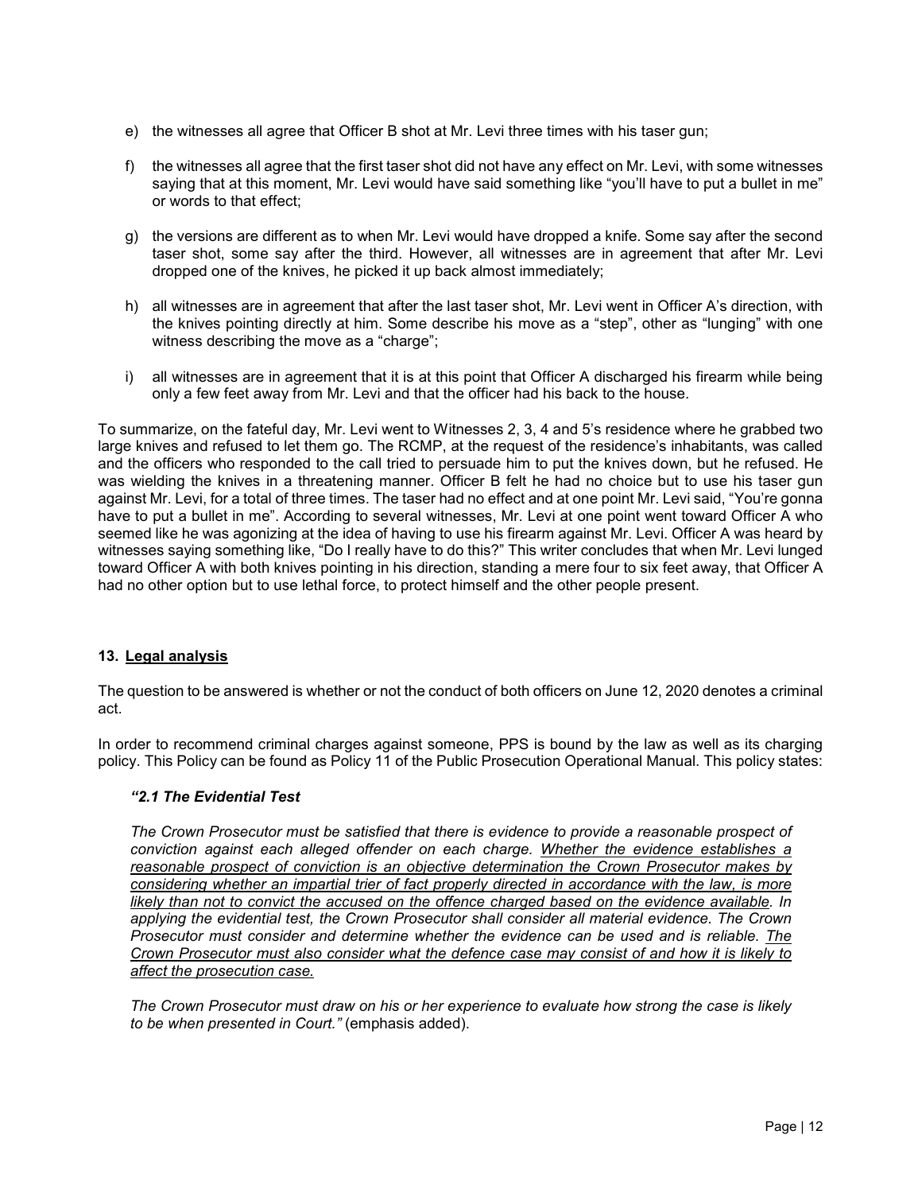e) the witnesses all agree that Officer B shot at Mr. Levi three times with his taser gun;

f) the witnesses all agree that the first taser shot did not have any effect on Mr. Levi, with some witnesses saying that at this moment, Mr. Levi would have said something like "you'll have to put a bullet in me" or words to that effect;

g) the versions are different as to when Mr. Levi would have dropped a knife. Some say after the second taser shot, some say after the third. However, all witnesses are in agreement that after Mr. Levi dropped one of the knives, he picked it up back almost immediately;

h) all witnesses are in agreement that after the last taser shot, Mr. Levi went in Officer A's direction, with the knives pointing directly at him. Some describe his move as a "step", other as "lunging" with one witness describing the move as a "charge";

i) all witnesses are in agreement that it is at this point that Officer A discharged his firearm while being only a few feet away from Mr. Levi and that the officer had his back to the house.

To summarize, on the fateful day, Mr. Levi went to Witnesses 2, 3, 4 and 5's residence where he grabbed two large knives and refused to let them go. The RCMP, at the request of the residence's inhabitants, was called and the officers who responded to the call tried to persuade him to put the knives down, but he refused. He was wielding the knives in a threatening manner. Officer B felt he had no choice but to use his taser gun against Mr. Levi, for a total of three times. The taser had no effect and at one point Mr. Levi said, "You're gonna have to put a bullet in me". According to several witnesses, Mr. Levi at one point went toward Officer A who seemed like he was agonizing at the idea of having to use his firearm against Mr. Levi. Officer A was heard by witnesses saying something like, "Do I really have to do this?" This writer concludes that when Mr. Levi lunged toward Officer A with both knives pointing in his direction, standing a mere four to six feet away, that Officer A had no other option but to use lethal force, to protect himself and the other people present.

## 13. Legal analysis

The question to be answered is whether or not the conduct of both officers on June 12, 2020 denotes a criminal act.

In order to recommend criminal charges against someone, PPS is bound by the law as well as its charging policy. This Policy can be found as Policy 11 of the Public Prosecution Operational Manual. This policy states:

> ***"2.1 The Evidential Test***
>
> *The Crown Prosecutor must be satisfied that there is evidence to provide a reasonable prospect of conviction against each alleged offender on each charge. <u>Whether the evidence establishes a reasonable prospect of conviction is an objective determination the Crown Prosecutor makes by considering whether an impartial trier of fact properly directed in accordance with the law, is more likely than not to convict the accused on the offence charged based on the evidence available</u>. In applying the evidential test, the Crown Prosecutor shall consider all material evidence. The Crown Prosecutor must consider and determine whether the evidence can be used and is reliable. <u>The Crown Prosecutor must also consider what the defence case may consist of and how it is likely to affect the prosecution case.</u>*
>
> *The Crown Prosecutor must draw on his or her experience to evaluate how strong the case is likely to be when presented in Court."* (emphasis added).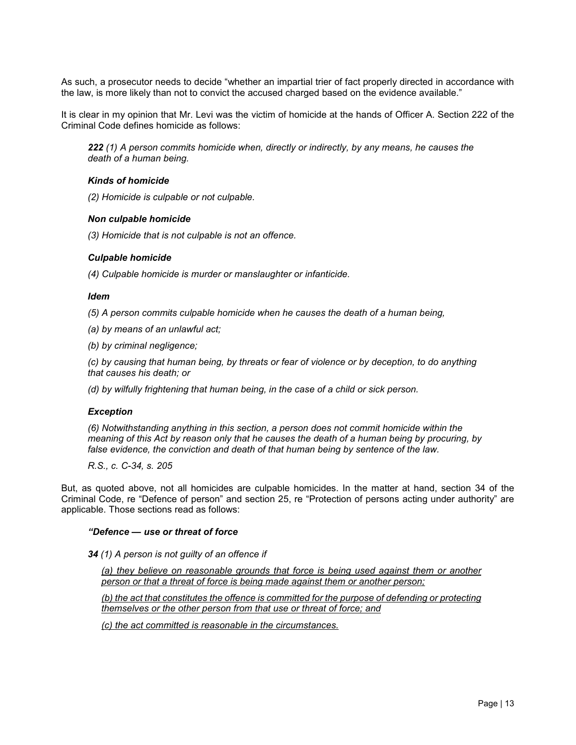As such, a prosecutor needs to decide "whether an impartial trier of fact properly directed in accordance with the law, is more likely than not to convict the accused charged based on the evidence available."

It is clear in my opinion that Mr. Levi was the victim of homicide at the hands of Officer A. Section 222 of the Criminal Code defines homicide as follows:

> ***222*** *(1) A person commits homicide when, directly or indirectly, by any means, he causes the death of a human being.*
>
> ***Kinds of homicide***
>
> *(2) Homicide is culpable or not culpable.*
>
> ***Non culpable homicide***
>
> *(3) Homicide that is not culpable is not an offence.*
>
> ***Culpable homicide***
>
> *(4) Culpable homicide is murder or manslaughter or infanticide.*
>
> ***Idem***
>
> *(5) A person commits culpable homicide when he causes the death of a human being,*
>
> *(a) by means of an unlawful act;*
>
> *(b) by criminal negligence;*
>
> *(c) by causing that human being, by threats or fear of violence or by deception, to do anything that causes his death; or*
>
> *(d) by wilfully frightening that human being, in the case of a child or sick person.*
>
> ***Exception***
>
> *(6) Notwithstanding anything in this section, a person does not commit homicide within the meaning of this Act by reason only that he causes the death of a human being by procuring, by false evidence, the conviction and death of that human being by sentence of the law.*
>
> *R.S., c. C-34, s. 205*

But, as quoted above, not all homicides are culpable homicides. In the matter at hand, section 34 of the Criminal Code, re "Defence of person" and section 25, re "Protection of persons acting under authority" are applicable. Those sections read as follows:

> ***"Defence — use or threat of force***
>
> ***34*** *(1) A person is not guilty of an offence if*
>
> > *(a) they believe on reasonable grounds that force is being used against them or another person or that a threat of force is being made against them or another person;*
> >
> > *(b) the act that constitutes the offence is committed for the purpose of defending or protecting themselves or the other person from that use or threat of force; and*
> >
> > *(c) the act committed is reasonable in the circumstances.*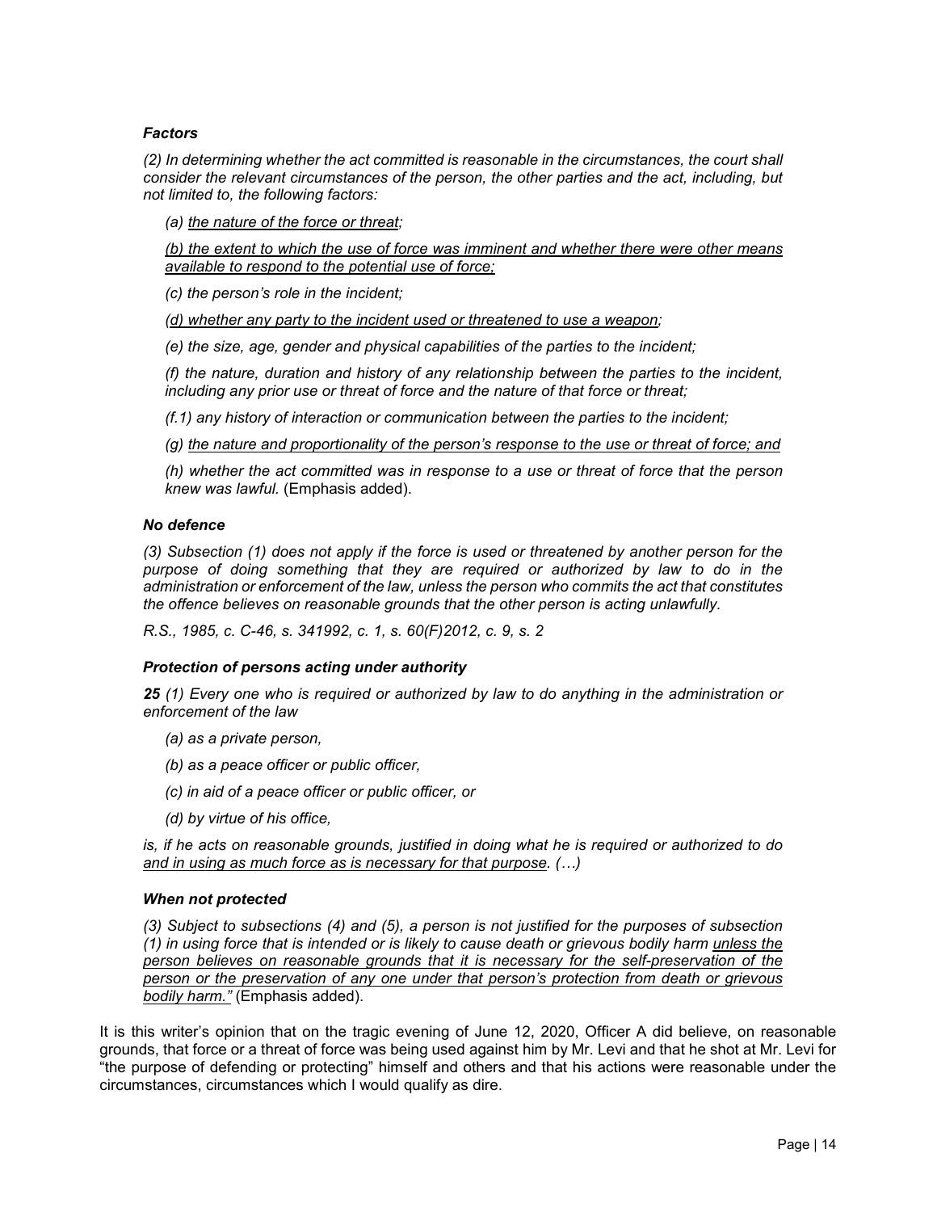***Factors***

*(2) In determining whether the act committed is reasonable in the circumstances, the court shall consider the relevant circumstances of the person, the other parties and the act, including, but not limited to, the following factors:*

*(a) <u>the nature of the force or threat</u>;*

*<u>(b) the extent to which the use of force was imminent and whether there were other means available to respond to the potential use of force;</u>*

*(c) the person's role in the incident;*

*(<u>d) whether any party to the incident used or threatened to use a weapon</u>;*

*(e) the size, age, gender and physical capabilities of the parties to the incident;*

*(f) the nature, duration and history of any relationship between the parties to the incident, including any prior use or threat of force and the nature of that force or threat;*

*(f.1) any history of interaction or communication between the parties to the incident;*

*(g) <u>the nature and proportionality of the person's response to the use or threat of force; and</u>*

*(h) whether the act committed was in response to a use or threat of force that the person knew was lawful.* (Emphasis added).

***No defence***

*(3) Subsection (1) does not apply if the force is used or threatened by another person for the purpose of doing something that they are required or authorized by law to do in the administration or enforcement of the law, unless the person who commits the act that constitutes the offence believes on reasonable grounds that the other person is acting unlawfully.*

*R.S., 1985, c. C-46, s. 341992, c. 1, s. 60(F)2012, c. 9, s. 2*

***Protection of persons acting under authority***

***25*** *(1) Every one who is required or authorized by law to do anything in the administration or enforcement of the law*

*(a) as a private person,*

*(b) as a peace officer or public officer,*

*(c) in aid of a peace officer or public officer, or*

*(d) by virtue of his office,*

*is, if he acts on reasonable grounds, justified in doing what he is required or authorized to do <u>and in using as much force as is necessary for that purpose</u>. (…)*

***When not protected***

*(3) Subject to subsections (4) and (5), a person is not justified for the purposes of subsection (1) in using force that is intended or is likely to cause death or grievous bodily harm <u>unless the person believes on reasonable grounds that it is necessary for the self-preservation of the person or the preservation of any one under that person's protection from death or grievous bodily harm."</u>* (Emphasis added).

It is this writer's opinion that on the tragic evening of June 12, 2020, Officer A did believe, on reasonable grounds, that force or a threat of force was being used against him by Mr. Levi and that he shot at Mr. Levi for "the purpose of defending or protecting" himself and others and that his actions were reasonable under the circumstances, circumstances which I would qualify as dire.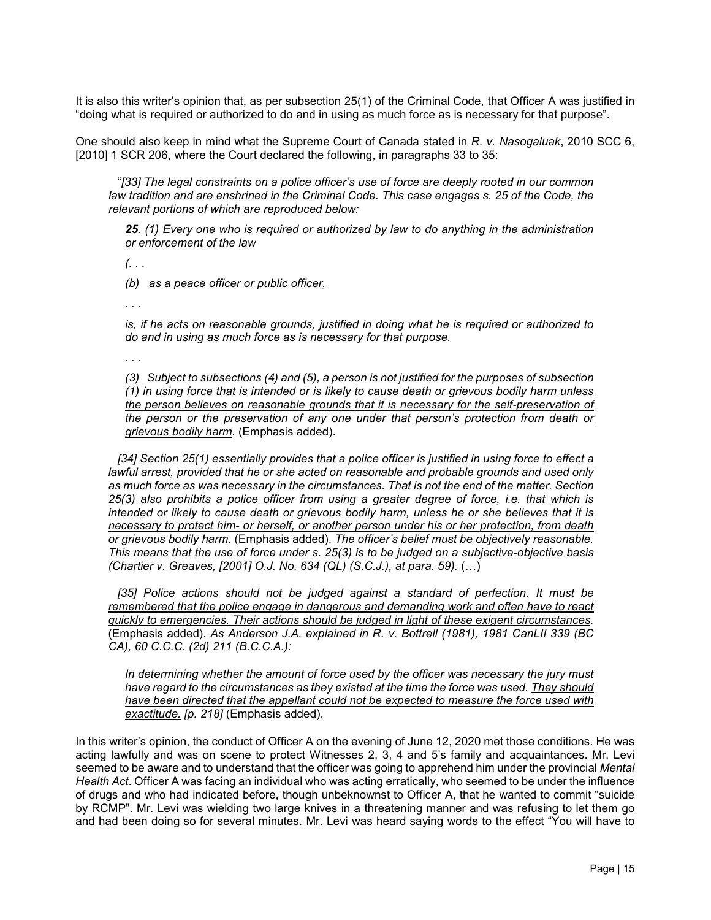It is also this writer's opinion that, as per subsection 25(1) of the Criminal Code, that Officer A was justified in "doing what is required or authorized to do and in using as much force as is necessary for that purpose".

One should also keep in mind what the Supreme Court of Canada stated in *R. v. Nasogaluak*, 2010 SCC 6, [2010] 1 SCR 206, where the Court declared the following, in paragraphs 33 to 35:

> "*[33] The legal constraints on a police officer's use of force are deeply rooted in our common law tradition and are enshrined in the Criminal Code. This case engages s. 25 of the Code, the relevant portions of which are reproduced below:*
>
> > ***25**. (1) Every one who is required or authorized by law to do anything in the administration or enforcement of the law*
> >
> > *(. . .*
> >
> > *(b) as a peace officer or public officer,*
> >
> > *. . .*
> >
> > *is, if he acts on reasonable grounds, justified in doing what he is required or authorized to do and in using as much force as is necessary for that purpose.*
> >
> > *. . .*
> >
> > *(3) Subject to subsections (4) and (5), a person is not justified for the purposes of subsection (1) in using force that is intended or is likely to cause death or grievous bodily harm <u>unless the person believes on reasonable grounds that it is necessary for the self-preservation of the person or the preservation of any one under that person's protection from death or grievous bodily harm</u>.* (Emphasis added).
>
> *[34] Section 25(1) essentially provides that a police officer is justified in using force to effect a lawful arrest, provided that he or she acted on reasonable and probable grounds and used only as much force as was necessary in the circumstances. That is not the end of the matter. Section 25(3) also prohibits a police officer from using a greater degree of force, i.e. that which is intended or likely to cause death or grievous bodily harm, <u>unless he or she believes that it is necessary to protect him- or herself, or another person under his or her protection, from death or grievous bodily harm</u>.* (Emphasis added). *The officer's belief must be objectively reasonable. This means that the use of force under s. 25(3) is to be judged on a subjective-objective basis (Chartier v. Greaves, [2001] O.J. No. 634 (QL) (S.C.J.), at para. 59).* (…)
>
> *[35] <u>Police actions should not be judged against a standard of perfection. It must be remembered that the police engage in dangerous and demanding work and often have to react quickly to emergencies. Their actions should be judged in light of these exigent circumstances</u>.* (Emphasis added). *As Anderson J.A. explained in R. v. Bottrell (1981), 1981 CanLII 339 (BC CA), 60 C.C.C. (2d) 211 (B.C.C.A.):*
>
> > *In determining whether the amount of force used by the officer was necessary the jury must have regard to the circumstances as they existed at the time the force was used. <u>They should have been directed that the appellant could not be expected to measure the force used with exactitude.</u> [p. 218]* (Emphasis added).

In this writer's opinion, the conduct of Officer A on the evening of June 12, 2020 met those conditions. He was acting lawfully and was on scene to protect Witnesses 2, 3, 4 and 5's family and acquaintances. Mr. Levi seemed to be aware and to understand that the officer was going to apprehend him under the provincial *Mental Health Act*. Officer A was facing an individual who was acting erratically, who seemed to be under the influence of drugs and who had indicated before, though unbeknownst to Officer A, that he wanted to commit "suicide by RCMP". Mr. Levi was wielding two large knives in a threatening manner and was refusing to let them go and had been doing so for several minutes. Mr. Levi was heard saying words to the effect "You will have to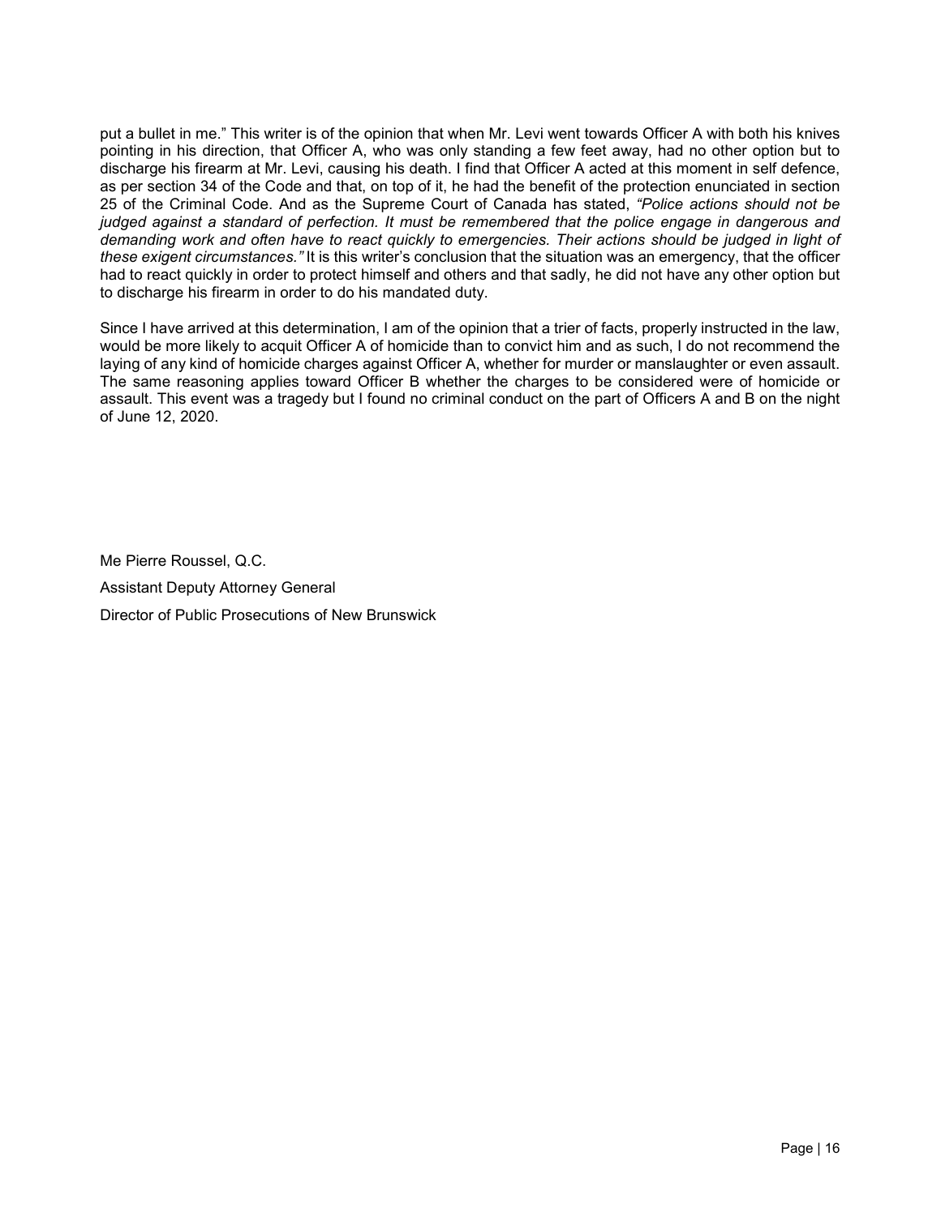put a bullet in me." This writer is of the opinion that when Mr. Levi went towards Officer A with both his knives pointing in his direction, that Officer A, who was only standing a few feet away, had no other option but to discharge his firearm at Mr. Levi, causing his death. I find that Officer A acted at this moment in self defence, as per section 34 of the Code and that, on top of it, he had the benefit of the protection enunciated in section 25 of the Criminal Code. And as the Supreme Court of Canada has stated, *"Police actions should not be judged against a standard of perfection. It must be remembered that the police engage in dangerous and demanding work and often have to react quickly to emergencies. Their actions should be judged in light of these exigent circumstances."* It is this writer's conclusion that the situation was an emergency, that the officer had to react quickly in order to protect himself and others and that sadly, he did not have any other option but to discharge his firearm in order to do his mandated duty.

Since I have arrived at this determination, I am of the opinion that a trier of facts, properly instructed in the law, would be more likely to acquit Officer A of homicide than to convict him and as such, I do not recommend the laying of any kind of homicide charges against Officer A, whether for murder or manslaughter or even assault. The same reasoning applies toward Officer B whether the charges to be considered were of homicide or assault. This event was a tragedy but I found no criminal conduct on the part of Officers A and B on the night of June 12, 2020.

Me Pierre Roussel, Q.C.

Assistant Deputy Attorney General

Director of Public Prosecutions of New Brunswick